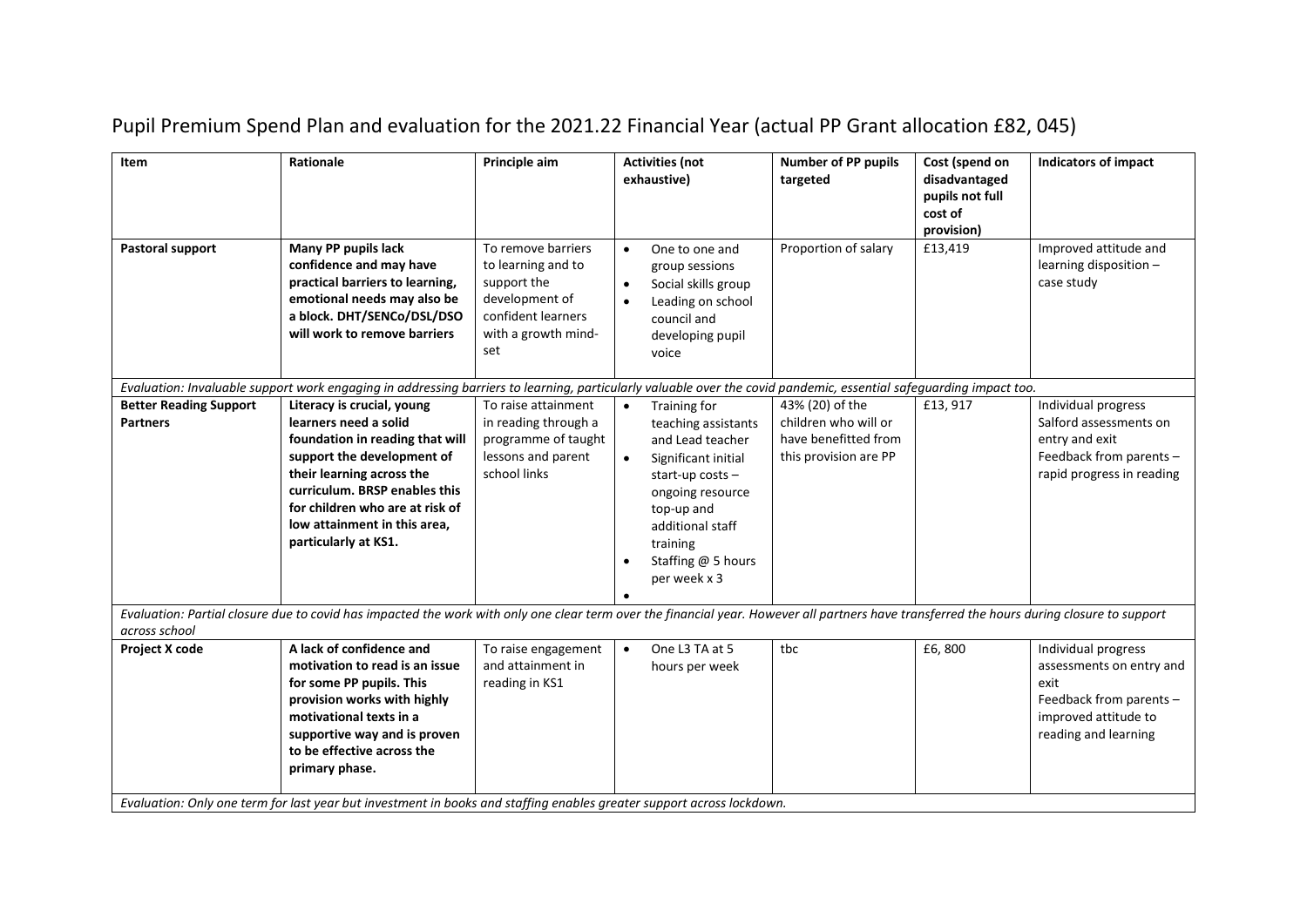# Pupil Premium Spend Plan and evaluation for the 2021.22 Financial Year (actual PP Grant allocation £82, 045)

| Item | Rationale | Principle aim | Activities (not exhaustive) | Number of PP pupils targeted | Cost (spend on disadvantaged pupils not full cost of provision) | Indicators of impact |
|---|---|---|---|---|---|---|
| **Pastoral support** | **Many PP pupils lack confidence and may have practical barriers to learning, emotional needs may also be a block. DHT/SENCo/DSL/DSO will work to remove barriers** | To remove barriers to learning and to support the development of confident learners with a growth mind-set | • One to one and group sessions<br>• Social skills group<br>• Leading on school council and developing pupil voice | Proportion of salary | £13,419 | Improved attitude and learning disposition – case study |
| *Evaluation: Invaluable support work engaging in addressing barriers to learning, particularly valuable over the covid pandemic, essential safeguarding impact too.* | | | | | | |
| **Better Reading Support Partners** | **Literacy is crucial, young learners need a solid foundation in reading that will support the development of their learning across the curriculum. BRSP enables this for children who are at risk of low attainment in this area, particularly at KS1.** | To raise attainment in reading through a programme of taught lessons and parent school links | • Training for teaching assistants and Lead teacher<br>• Significant initial start-up costs – ongoing resource top-up and additional staff training<br>• Staffing @ 5 hours per week x 3<br>• | 43% (20) of the children who will or have benefitted from this provision are PP | £13, 917 | Individual progress Salford assessments on entry and exit<br>Feedback from parents – rapid progress in reading |
| *Evaluation: Partial closure due to covid has impacted the work with only one clear term over the financial year. However all partners have transferred the hours during closure to support across school* | | | | | | |
| **Project X code** | **A lack of confidence and motivation to read is an issue for some PP pupils. This provision works with highly motivational texts in a supportive way and is proven to be effective across the primary phase.** | To raise engagement and attainment in reading in KS1 | • One L3 TA at 5 hours per week | tbc | £6, 800 | Individual progress assessments on entry and exit<br>Feedback from parents – improved attitude to reading and learning |
| *Evaluation: Only one term for last year but investment in books and staffing enables greater support across lockdown.* | | | | | | |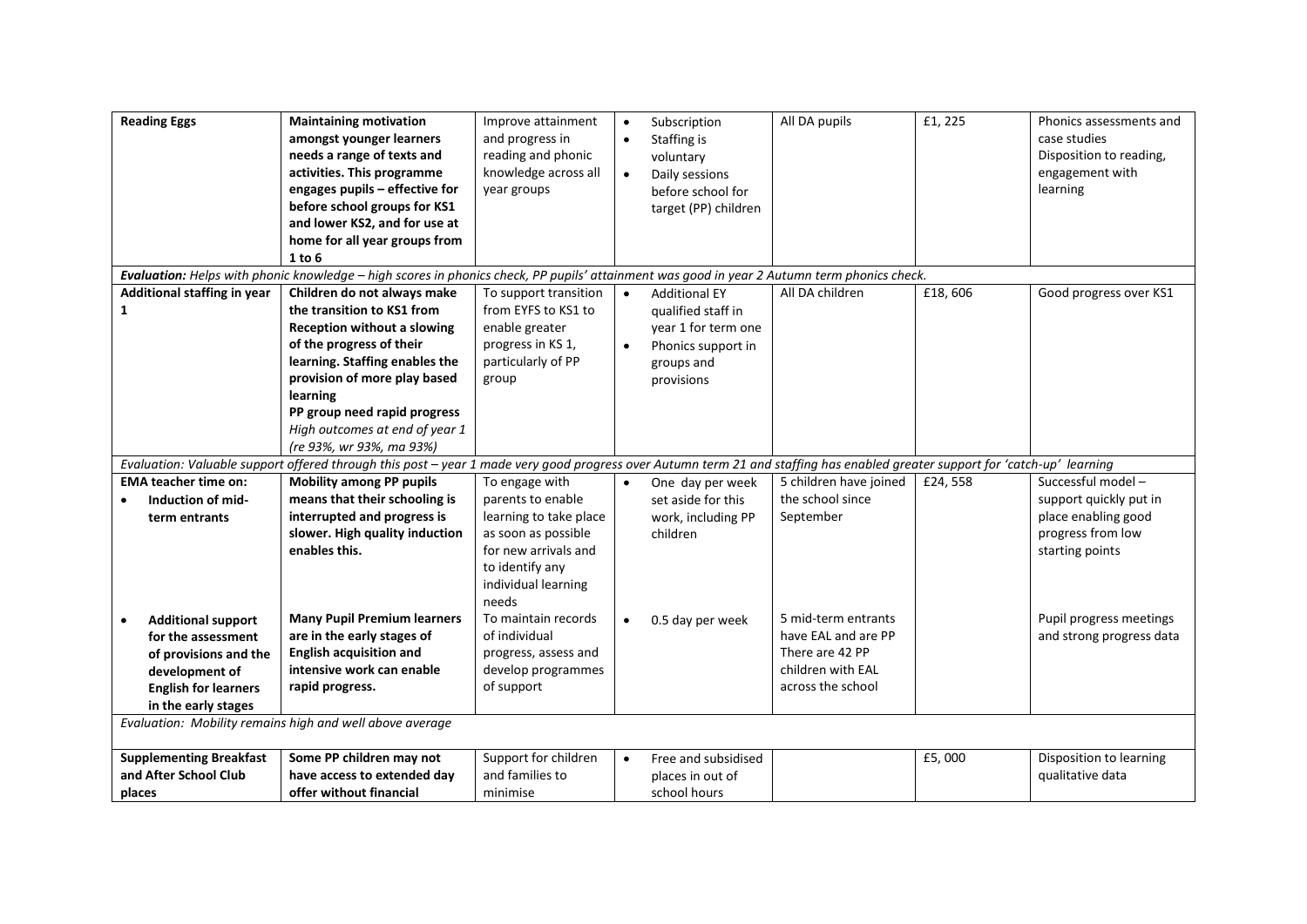| | | | | | | |
|---|---|---|---|---|---|---|
| **Reading Eggs** | **Maintaining motivation amongst younger learners needs a range of texts and activities. This programme engages pupils – effective for before school groups for KS1 and lower KS2, and for use at home for all year groups from 1 to 6** | Improve attainment and progress in reading and phonic knowledge across all year groups | • Subscription<br>• Staffing is voluntary<br>• Daily sessions before school for target (PP) children | All DA pupils | £1, 225 | Phonics assessments and case studies<br>Disposition to reading, engagement with learning |
| ***Evaluation:*** *Helps with phonic knowledge – high scores in phonics check, PP pupils' attainment was good in year 2 Autumn term phonics check.* | | | | | | |
| **Additional staffing in year 1** | **Children do not always make the transition to KS1 from Reception without a slowing of the progress of their learning. Staffing enables the provision of more play based learning**<br>**PP group need rapid progress**<br>*High outcomes at end of year 1 (re 93%, wr 93%, ma 93%)* | To support transition from EYFS to KS1 to enable greater progress in KS 1, particularly of PP group | • Additional EY qualified staff in year 1 for term one<br>• Phonics support in groups and provisions | All DA children | £18, 606 | Good progress over KS1 |
| *Evaluation: Valuable support offered through this post – year 1 made very good progress over Autumn term 21 and staffing has enabled greater support for 'catch-up' learning* | | | | | | |
| **EMA teacher time on:**<br>• **Induction of mid-term entrants** | **Mobility among PP pupils means that their schooling is interrupted and progress is slower. High quality induction enables this.** | To engage with parents to enable learning to take place as soon as possible for new arrivals and to identify any individual learning needs | • One day per week set aside for this work, including PP children | 5 children have joined the school since September | £24, 558 | Successful model – support quickly put in place enabling good progress from low starting points |
| • **Additional support for the assessment of provisions and the development of English for learners in the early stages** | **Many Pupil Premium learners are in the early stages of English acquisition and intensive work can enable rapid progress.** | To maintain records of individual progress, assess and develop programmes of support | • 0.5 day per week | 5 mid-term entrants have EAL and are PP<br>There are 42 PP children with EAL across the school | | Pupil progress meetings and strong progress data |
| *Evaluation: Mobility remains high and well above average* | | | | | | |
| **Supplementing Breakfast and After School Club places** | **Some PP children may not have access to extended day offer without financial** | Support for children and families to minimise | • Free and subsidised places in out of school hours | | £5, 000 | Disposition to learning qualitative data |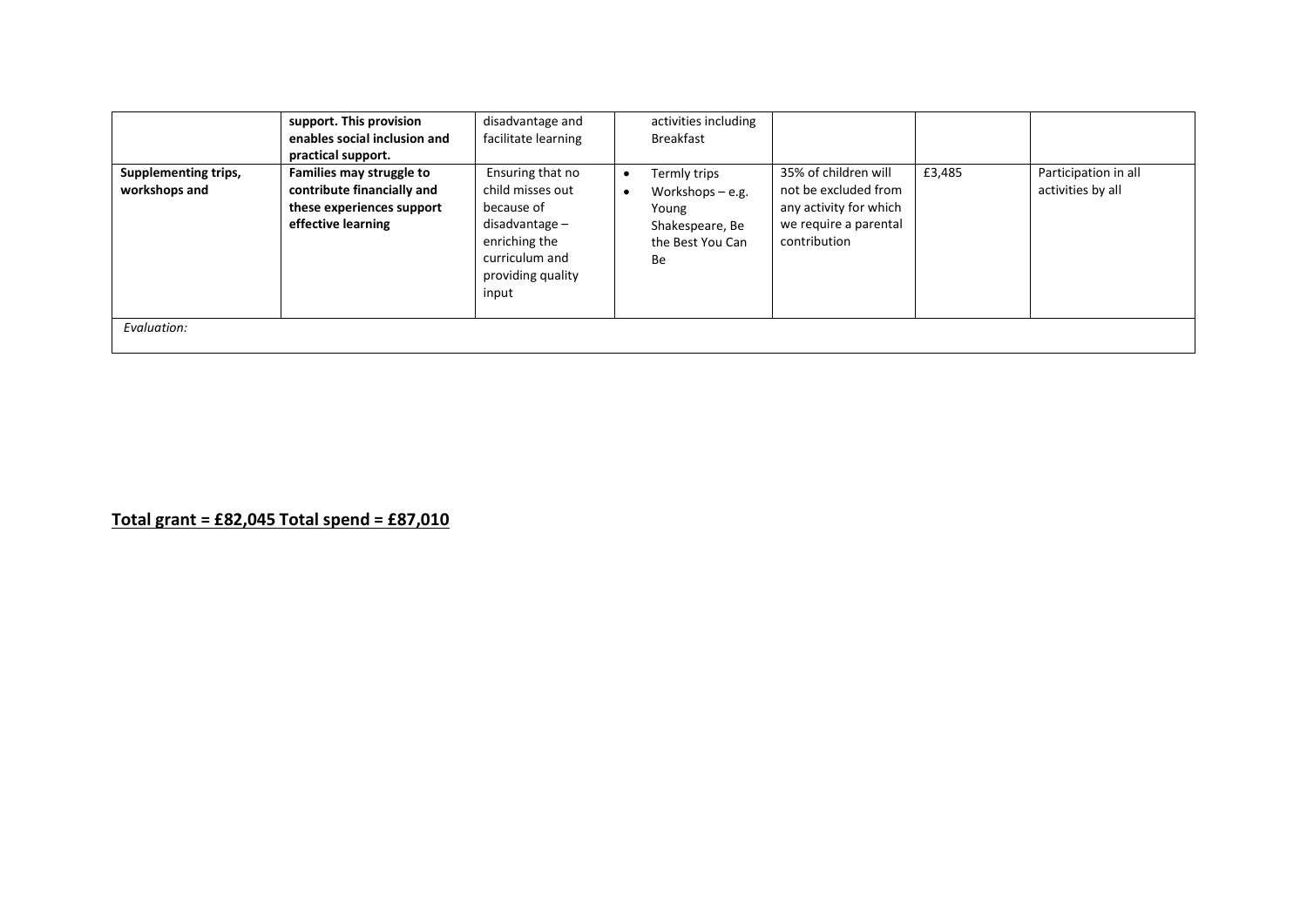| | | | | | | |
|---|---|---|---|---|---|---|
| | **support. This provision enables social inclusion and practical support.** | disadvantage and facilitate learning | activities including Breakfast | | | |
| **Supplementing trips, workshops and** | **Families may struggle to contribute financially and these experiences support effective learning** | Ensuring that no child misses out because of disadvantage – enriching the curriculum and providing quality input | • Termly trips<br>• Workshops – e.g. Young Shakespeare, Be the Best You Can Be | 35% of children will not be excluded from any activity for which we require a parental contribution | £3,485 | Participation in all activities by all |
| *Evaluation:* | | | | | | |

**Total grant = £82,045 Total spend = £87,010**